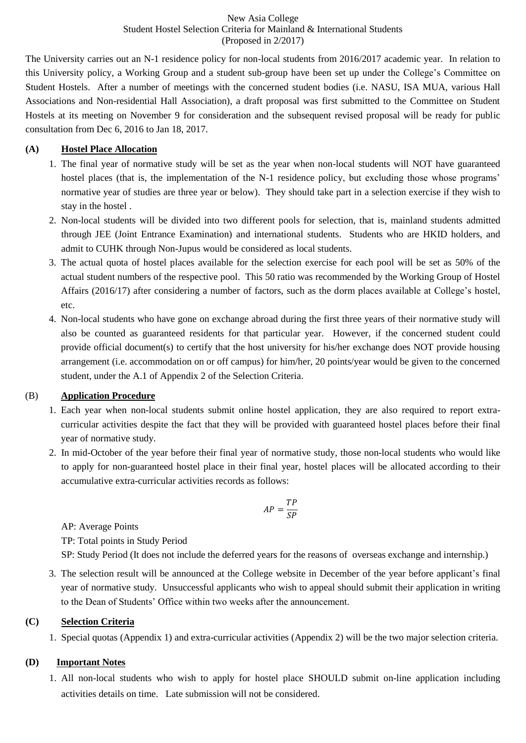# New Asia College
## Student Hostel Selection Criteria for Mainland & International Students
### (Proposed in 2/2017)

The University carries out an N-1 residence policy for non-local students from 2016/2017 academic year. In relation to this University policy, a Working Group and a student sub-group have been set up under the College's Committee on Student Hostels. After a number of meetings with the concerned student bodies (i.e. NASU, ISA MUA, various Hall Associations and Non-residential Hall Association), a draft proposal was first submitted to the Committee on Student Hostels at its meeting on November 9 for consideration and the subsequent revised proposal will be ready for public consultation from Dec 6, 2016 to Jan 18, 2017.

**(A) Hostel Place Allocation**

1. The final year of normative study will be set as the year when non-local students will NOT have guaranteed hostel places (that is, the implementation of the N-1 residence policy, but excluding those whose programs' normative year of studies are three year or below). They should take part in a selection exercise if they wish to stay in the hostel .
2. Non-local students will be divided into two different pools for selection, that is, mainland students admitted through JEE (Joint Entrance Examination) and international students. Students who are HKID holders, and admit to CUHK through Non-Jupus would be considered as local students.
3. The actual quota of hostel places available for the selection exercise for each pool will be set as 50% of the actual student numbers of the respective pool. This 50 ratio was recommended by the Working Group of Hostel Affairs (2016/17) after considering a number of factors, such as the dorm places available at College's hostel, etc.
4. Non-local students who have gone on exchange abroad during the first three years of their normative study will also be counted as guaranteed residents for that particular year. However, if the concerned student could provide official document(s) to certify that the host university for his/her exchange does NOT provide housing arrangement (i.e. accommodation on or off campus) for him/her, 20 points/year would be given to the concerned student, under the A.1 of Appendix 2 of the Selection Criteria.

(B) **Application Procedure**

1. Each year when non-local students submit online hostel application, they are also required to report extra-curricular activities despite the fact that they will be provided with guaranteed hostel places before their final year of normative study.
2. In mid-October of the year before their final year of normative study, those non-local students who would like to apply for non-guaranteed hostel place in their final year, hostel places will be allocated according to their accumulative extra-curricular activities records as follows:

$$AP = \frac{TP}{SP}$$

   AP: Average Points

   TP: Total points in Study Period

   SP: Study Period (It does not include the deferred years for the reasons of overseas exchange and internship.)

3. The selection result will be announced at the College website in December of the year before applicant's final year of normative study. Unsuccessful applicants who wish to appeal should submit their application in writing to the Dean of Students' Office within two weeks after the announcement.

**(C) Selection Criteria**

1. Special quotas (Appendix 1) and extra-curricular activities (Appendix 2) will be the two major selection criteria.

**(D) Important Notes**

1. All non-local students who wish to apply for hostel place SHOULD submit on-line application including activities details on time. Late submission will not be considered.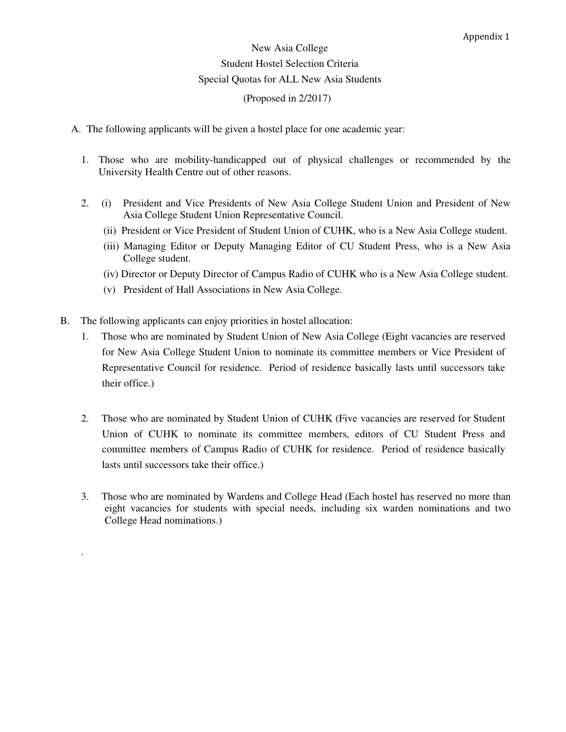Appendix 1

# New Asia College

## Student Hostel Selection Criteria

## Special Quotas for ALL New Asia Students

(Proposed in 2/2017)

A. The following applicants will be given a hostel place for one academic year:

1. Those who are mobility-handicapped out of physical challenges or recommended by the University Health Centre out of other reasons.

2. (i) President and Vice Presidents of New Asia College Student Union and President of New Asia College Student Union Representative Council.
   (ii) President or Vice President of Student Union of CUHK, who is a New Asia College student.
   (iii) Managing Editor or Deputy Managing Editor of CU Student Press, who is a New Asia College student.
   (iv) Director or Deputy Director of Campus Radio of CUHK who is a New Asia College student.
   (v) President of Hall Associations in New Asia College.

B. The following applicants can enjoy priorities in hostel allocation:

1. Those who are nominated by Student Union of New Asia College (Eight vacancies are reserved for New Asia College Student Union to nominate its committee members or Vice President of Representative Council for residence. Period of residence basically lasts until successors take their office.)

2. Those who are nominated by Student Union of CUHK (Five vacancies are reserved for Student Union of CUHK to nominate its committee members, editors of CU Student Press and committee members of Campus Radio of CUHK for residence. Period of residence basically lasts until successors take their office.)

3. Those who are nominated by Wardens and College Head (Each hostel has reserved no more than eight vacancies for students with special needs, including six warden nominations and two College Head nominations.)

.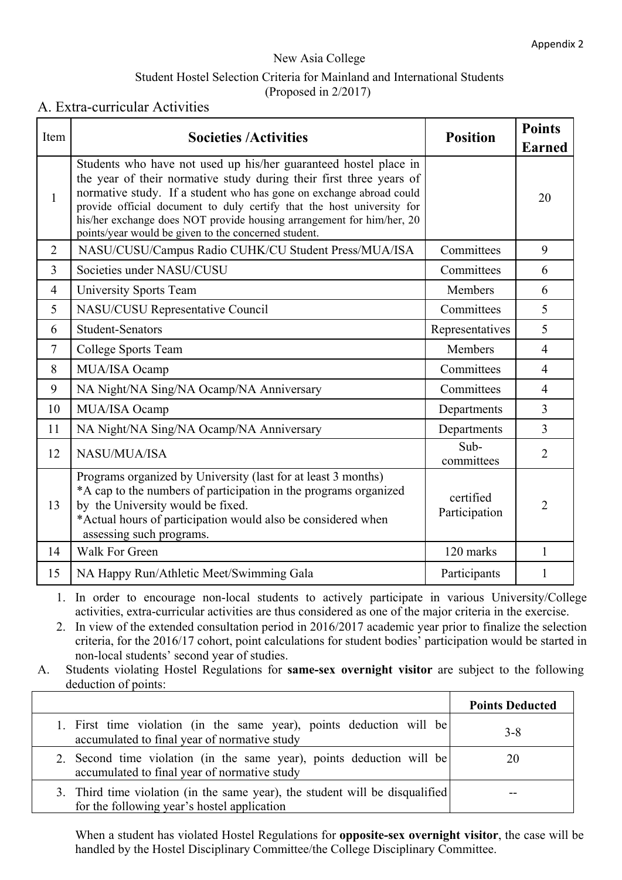Appendix 2

New Asia College

Student Hostel Selection Criteria for Mainland and International Students
(Proposed in 2/2017)

## A. Extra-curricular Activities

| Item | Societies /Activities | Position | Points Earned |
|---|---|---|---|
| 1 | Students who have not used up his/her guaranteed hostel place in the year of their normative study during their first three years of normative study. If a student who has gone on exchange abroad could provide official document to duly certify that the host university for his/her exchange does NOT provide housing arrangement for him/her, 20 points/year would be given to the concerned student. | | 20 |
| 2 | NASU/CUSU/Campus Radio CUHK/CU Student Press/MUA/ISA | Committees | 9 |
| 3 | Societies under NASU/CUSU | Committees | 6 |
| 4 | University Sports Team | Members | 6 |
| 5 | NASU/CUSU Representative Council | Committees | 5 |
| 6 | Student-Senators | Representatives | 5 |
| 7 | College Sports Team | Members | 4 |
| 8 | MUA/ISA Ocamp | Committees | 4 |
| 9 | NA Night/NA Sing/NA Ocamp/NA Anniversary | Committees | 4 |
| 10 | MUA/ISA Ocamp | Departments | 3 |
| 11 | NA Night/NA Sing/NA Ocamp/NA Anniversary | Departments | 3 |
| 12 | NASU/MUA/ISA | Sub-committees | 2 |
| 13 | Programs organized by University (last for at least 3 months)<br>*A cap to the numbers of participation in the programs organized by the University would be fixed.<br>*Actual hours of participation would also be considered when assessing such programs. | certified Participation | 2 |
| 14 | Walk For Green | 120 marks | 1 |
| 15 | NA Happy Run/Athletic Meet/Swimming Gala | Participants | 1 |

1. In order to encourage non-local students to actively participate in various University/College activities, extra-curricular activities are thus considered as one of the major criteria in the exercise.
2. In view of the extended consultation period in 2016/2017 academic year prior to finalize the selection criteria, for the 2016/17 cohort, point calculations for student bodies' participation would be started in non-local students' second year of studies.

A. Students violating Hostel Regulations for **same-sex overnight visitor** are subject to the following deduction of points:

| | Points Deducted |
|---|---|
| 1. First time violation (in the same year), points deduction will be accumulated to final year of normative study | 3-8 |
| 2. Second time violation (in the same year), points deduction will be accumulated to final year of normative study | 20 |
| 3. Third time violation (in the same year), the student will be disqualified for the following year's hostel application | -- |

When a student has violated Hostel Regulations for **opposite-sex overnight visitor**, the case will be handled by the Hostel Disciplinary Committee/the College Disciplinary Committee.